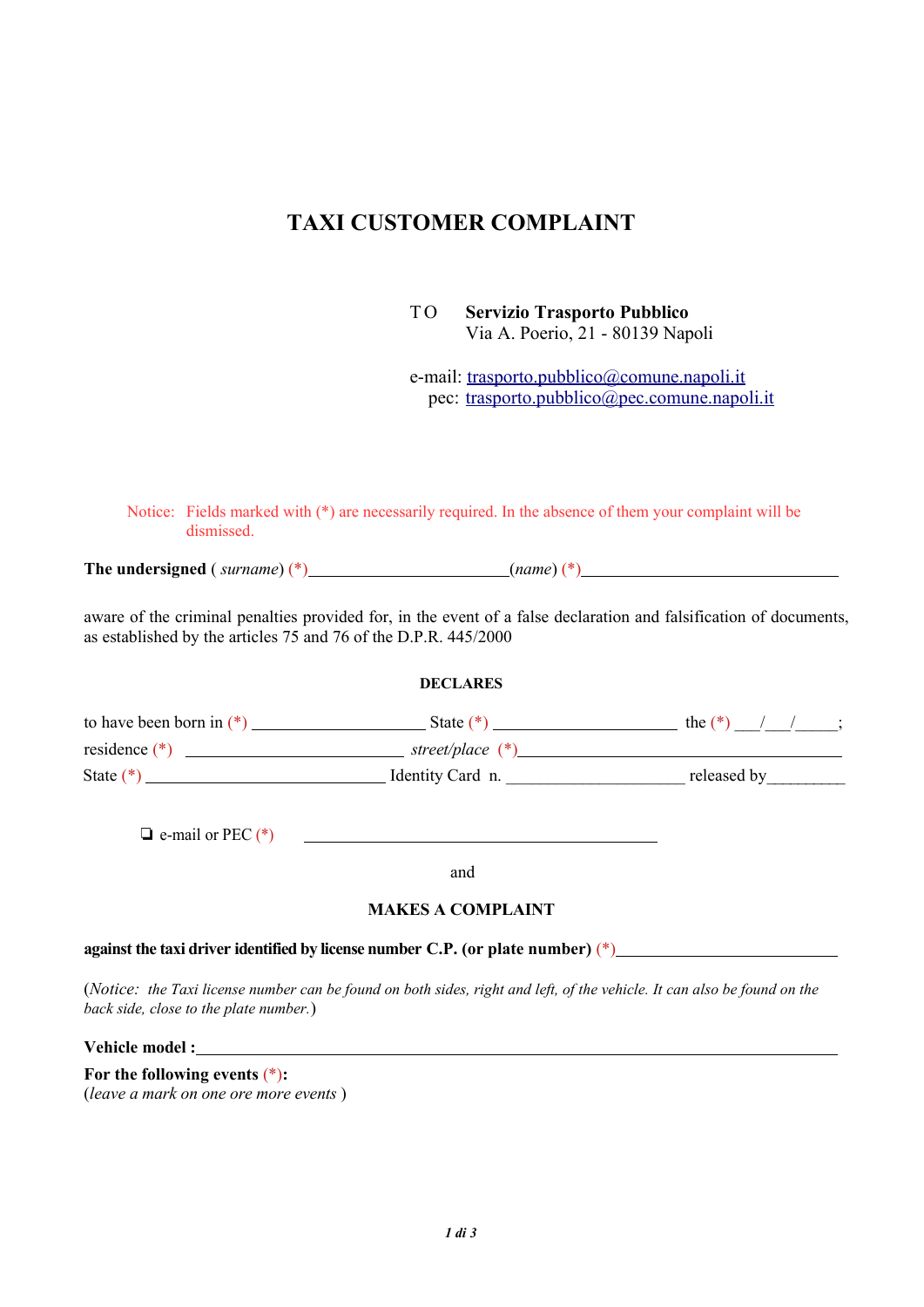# TAXI CUSTOMER COMPLAINT

TO **Servizio Trasporto Pubblico**
Via A. Poerio, 21 - 80139 Napoli

e-mail: trasporto.pubblico@comune.napoli.it
pec: trasporto.pubblico@pec.comune.napoli.it

Notice: Fields marked with (*) are necessarily required. In the absence of them your complaint will be dismissed.

**The undersigned** ( *surname*) (*)________________________(*name*) (*)________________________________

aware of the criminal penalties provided for, in the event of a false declaration and falsification of documents, as established by the articles 75 and 76 of the D.P.R. 445/2000

**DECLARES**

to have been born in (*) ____________________ State (*) ______________________ the (*) ___/___/_____;
residence (*) __________________________ *street/place* (*)______________________________________
State (*) ____________________________ Identity Card n. _____________________ released by_________

❏ e-mail or PEC (*) __________________________________________

and

**MAKES A COMPLAINT**

**against the taxi driver identified by license number C.P. (or plate number)** (*)___________________________

(*Notice: the Taxi license number can be found on both sides, right and left, of the vehicle. It can also be found on the back side, close to the plate number.*)

**Vehicle model :**______________________________________________________________________

**For the following events** (*)**:**
(*leave a mark on one ore more events* )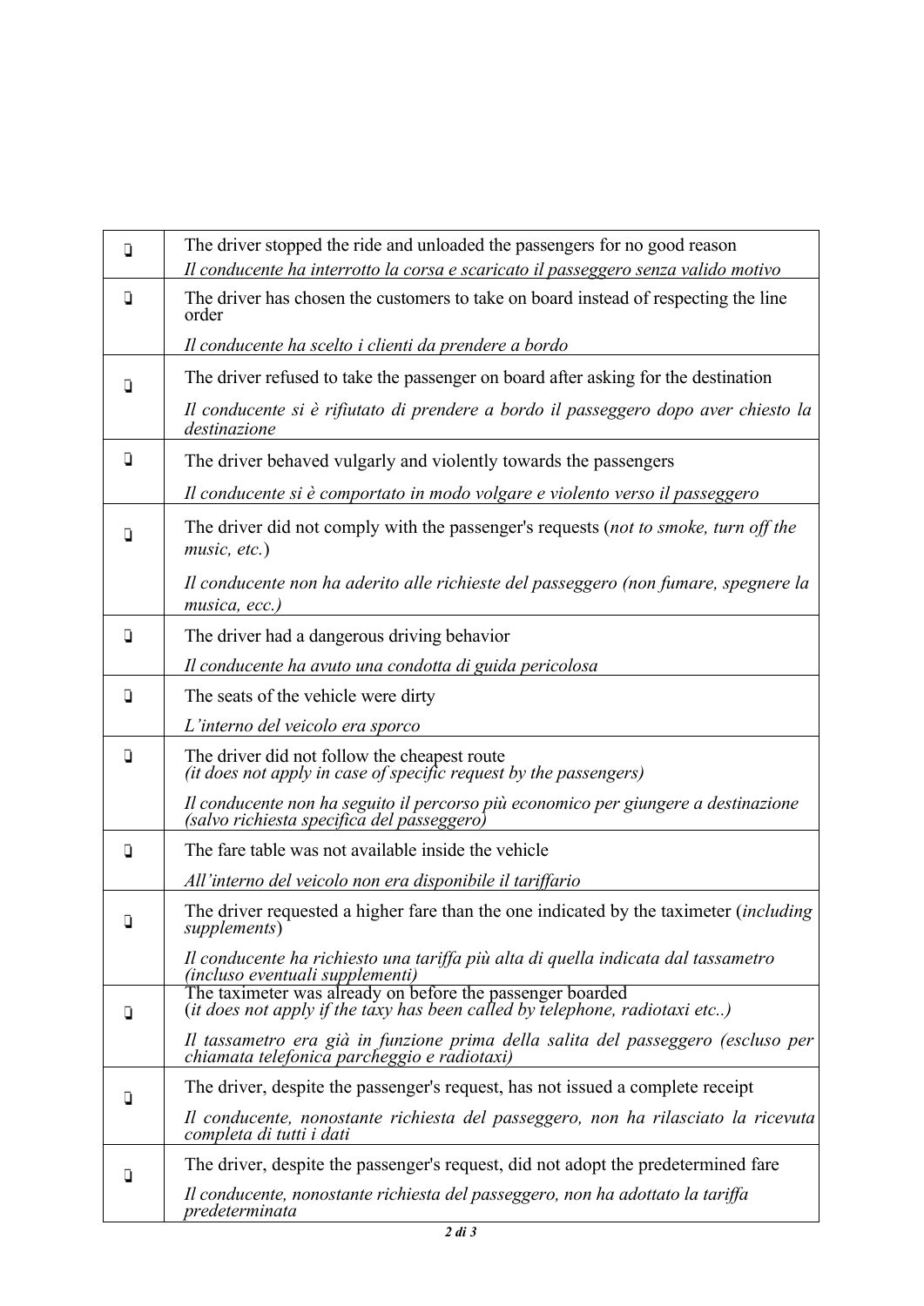| | |
|---|---|
| ❑ | The driver stopped the ride and unloaded the passengers for no good reason<br>*Il conducente ha interrotto la corsa e scaricato il passeggero senza valido motivo* |
| ❑ | The driver has chosen the customers to take on board instead of respecting the line order<br>*Il conducente ha scelto i clienti da prendere a bordo* |
| ❑ | The driver refused to take the passenger on board after asking for the destination<br>*Il conducente si è rifiutato di prendere a bordo il passeggero dopo aver chiesto la destinazione* |
| ❑ | The driver behaved vulgarly and violently towards the passengers<br>*Il conducente si è comportato in modo volgare e violento verso il passeggero* |
| ❑ | The driver did not comply with the passenger's requests (*not to smoke, turn off the music, etc.*)<br>*Il conducente non ha aderito alle richieste del passeggero (non fumare, spegnere la musica, ecc.)* |
| ❑ | The driver had a dangerous driving behavior<br>*Il conducente ha avuto una condotta di guida pericolosa* |
| ❑ | The seats of the vehicle were dirty<br>*L'interno del veicolo era sporco* |
| ❑ | The driver did not follow the cheapest route<br>*(it does not apply in case of specific request by the passengers)*<br>*Il conducente non ha seguito il percorso più economico per giungere a destinazione (salvo richiesta specifica del passeggero)* |
| ❑ | The fare table was not available inside the vehicle<br>*All'interno del veicolo non era disponibile il tariffario* |
| ❑ | The driver requested a higher fare than the one indicated by the taximeter (*including supplements*)<br>*Il conducente ha richiesto una tariffa più alta di quella indicata dal tassametro (incluso eventuali supplementi)* |
| ❑ | The taximeter was already on before the passenger boarded<br>(*it does not apply if the taxy has been called by telephone, radiotaxi etc..)*<br>*Il tassametro era già in funzione prima della salita del passeggero (escluso per chiamata telefonica parcheggio e radiotaxi)* |
| ❑ | The driver, despite the passenger's request, has not issued a complete receipt<br>*Il conducente, nonostante richiesta del passeggero, non ha rilasciato la ricevuta completa di tutti i dati* |
| ❑ | The driver, despite the passenger's request, did not adopt the predetermined fare<br>*Il conducente, nonostante richiesta del passeggero, non ha adottato la tariffa predeterminata* |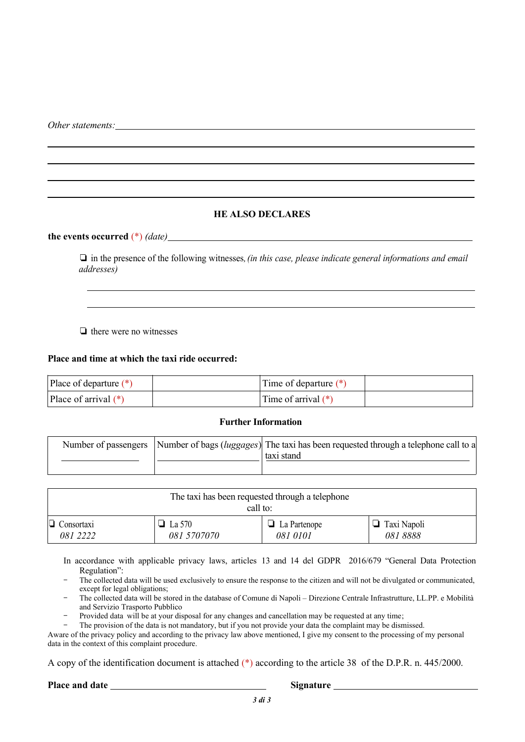*Other statements:*\_\_\_\_\_\_\_\_\_\_\_\_\_\_\_\_\_\_\_\_\_\_\_\_\_\_\_\_\_\_\_\_\_\_\_\_\_\_\_\_\_\_\_\_\_\_\_\_\_\_\_\_\_\_\_\_\_\_\_\_

\_\_\_\_\_\_\_\_\_\_\_\_\_\_\_\_\_\_\_\_\_\_\_\_\_\_\_\_\_\_\_\_\_\_\_\_\_\_\_\_\_\_\_\_\_\_\_\_\_\_\_\_\_\_\_\_\_\_\_\_\_\_\_\_\_\_\_\_\_\_\_\_\_\_

\_\_\_\_\_\_\_\_\_\_\_\_\_\_\_\_\_\_\_\_\_\_\_\_\_\_\_\_\_\_\_\_\_\_\_\_\_\_\_\_\_\_\_\_\_\_\_\_\_\_\_\_\_\_\_\_\_\_\_\_\_\_\_\_\_\_\_\_\_\_\_\_\_\_

\_\_\_\_\_\_\_\_\_\_\_\_\_\_\_\_\_\_\_\_\_\_\_\_\_\_\_\_\_\_\_\_\_\_\_\_\_\_\_\_\_\_\_\_\_\_\_\_\_\_\_\_\_\_\_\_\_\_\_\_\_\_\_\_\_\_\_\_\_\_\_\_\_\_

\_\_\_\_\_\_\_\_\_\_\_\_\_\_\_\_\_\_\_\_\_\_\_\_\_\_\_\_\_\_\_\_\_\_\_\_\_\_\_\_\_\_\_\_\_\_\_\_\_\_\_\_\_\_\_\_\_\_\_\_\_\_\_\_\_\_\_\_\_\_\_\_\_\_

## HE ALSO DECLARES

**the events occurred** (*) *(date)*\_\_\_\_\_\_\_\_\_\_\_\_\_\_\_\_\_\_\_\_\_\_\_\_\_\_\_\_\_\_\_\_\_\_\_\_\_\_\_\_\_\_\_\_\_\_\_\_\_\_\_\_\_\_

❑ in the presence of the following witnesses, *(in this case, please indicate general informations and email addresses)*

\_\_\_\_\_\_\_\_\_\_\_\_\_\_\_\_\_\_\_\_\_\_\_\_\_\_\_\_\_\_\_\_\_\_\_\_\_\_\_\_\_\_\_\_\_\_\_\_\_\_\_\_\_\_\_\_\_\_\_\_\_\_\_\_\_\_\_\_\_

\_\_\_\_\_\_\_\_\_\_\_\_\_\_\_\_\_\_\_\_\_\_\_\_\_\_\_\_\_\_\_\_\_\_\_\_\_\_\_\_\_\_\_\_\_\_\_\_\_\_\_\_\_\_\_\_\_\_\_\_\_\_\_\_\_\_\_\_\_

❑ there were no witnesses

**Place and time at which the taxi ride occurred:**

| | | | |
|---|---|---|---|
| Place of departure (*) | | Time of departure (*) | |
| Place of arrival (*) | | Time of arrival (*) | |

**Further Information**

| | | |
|---|---|---|
| Number of passengers \_\_\_\_\_\_\_\_\_\_\_\_ | Number of bags (*luggages*) \_\_\_\_\_\_\_\_\_\_\_\_ | The taxi has been requested through a telephone call to a taxi stand \_\_\_\_\_\_\_\_\_\_\_\_ |

| The taxi has been requested through a telephone call to: | | | |
|---|---|---|---|
| ❑ Consortaxi *081 2222* | ❑ La 570 *081 5707070* | ❑ La Partenope *081 0101* | ❑ Taxi Napoli *081 8888* |

In accordance with applicable privacy laws, articles 13 and 14 del GDPR 2016/679 “General Data Protection Regulation”:

- The collected data will be used exclusively to ensure the response to the citizen and will not be divulgated or communicated, except for legal obligations;
- The collected data will be stored in the database of Comune di Napoli – Direzione Centrale Infrastrutture, LL.PP. e Mobilità and Servizio Trasporto Pubblico
- Provided data will be at your disposal for any changes and cancellation may be requested at any time;
- The provision of the data is not mandatory, but if you not provide your data the complaint may be dismissed.

Aware of the privacy policy and according to the privacy law above mentioned, I give my consent to the processing of my personal data in the context of this complaint procedure.

A copy of the identification document is attached (*) according to the article 38 of the D.P.R. n. 445/2000.

**Place and date** \_\_\_\_\_\_\_\_\_\_\_\_\_\_\_\_\_\_\_\_\_\_\_\_\_\_\_\_\_\_\_\_ **Signature** \_\_\_\_\_\_\_\_\_\_\_\_\_\_\_\_\_\_\_\_\_\_\_\_\_\_\_\_\_\_\_\_